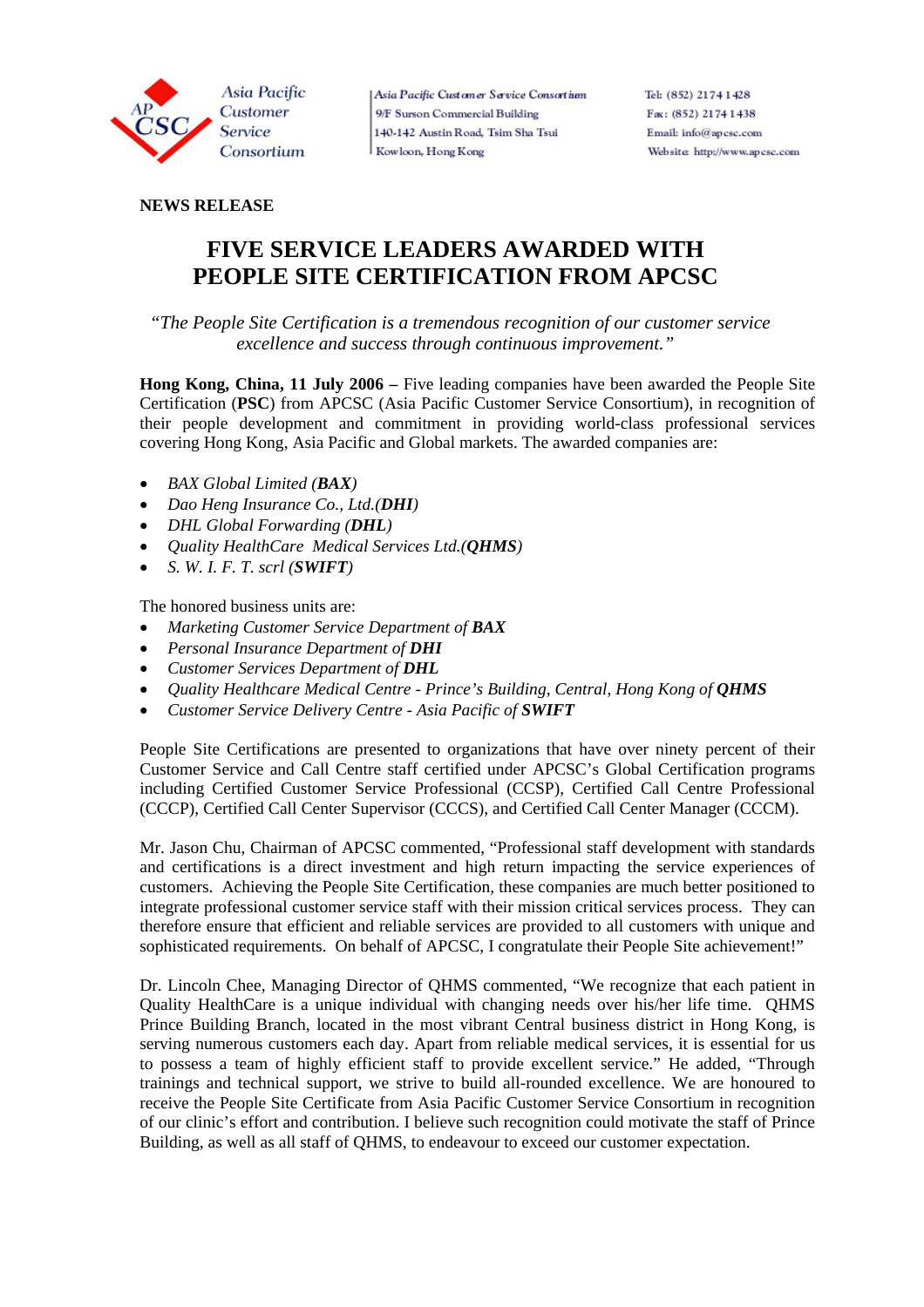Asia Pacific Customer Service Consortium

Asia Pacific Customer Service Consortium
9/F Surson Commercial Building
140-142 Austin Road, Tsim Sha Tsui
Kowloon, Hong Kong

Tel: (852) 2174 1428
Fax: (852) 2174 1438
Email: info@apcsc.com
Website: http://www.apcsc.com

**NEWS RELEASE**

# FIVE SERVICE LEADERS AWARDED WITH PEOPLE SITE CERTIFICATION FROM APCSC

*"The People Site Certification is a tremendous recognition of our customer service excellence and success through continuous improvement."*

**Hong Kong, China, 11 July 2006 –** Five leading companies have been awarded the People Site Certification (**PSC**) from APCSC (Asia Pacific Customer Service Consortium), in recognition of their people development and commitment in providing world-class professional services covering Hong Kong, Asia Pacific and Global markets. The awarded companies are:

- *BAX Global Limited (**BAX**)*
- *Dao Heng Insurance Co., Ltd.(**DHI**)*
- *DHL Global Forwarding (**DHL**)*
- *Quality HealthCare Medical Services Ltd.(**QHMS**)*
- *S. W. I. F. T. scrl (**SWIFT**)*

The honored business units are:

- *Marketing Customer Service Department of **BAX***
- *Personal Insurance Department of **DHI***
- *Customer Services Department of **DHL***
- *Quality Healthcare Medical Centre - Prince's Building, Central, Hong Kong of **QHMS***
- *Customer Service Delivery Centre - Asia Pacific of **SWIFT***

People Site Certifications are presented to organizations that have over ninety percent of their Customer Service and Call Centre staff certified under APCSC's Global Certification programs including Certified Customer Service Professional (CCSP), Certified Call Centre Professional (CCCP), Certified Call Center Supervisor (CCCS), and Certified Call Center Manager (CCCM).

Mr. Jason Chu, Chairman of APCSC commented, "Professional staff development with standards and certifications is a direct investment and high return impacting the service experiences of customers. Achieving the People Site Certification, these companies are much better positioned to integrate professional customer service staff with their mission critical services process. They can therefore ensure that efficient and reliable services are provided to all customers with unique and sophisticated requirements. On behalf of APCSC, I congratulate their People Site achievement!"

Dr. Lincoln Chee, Managing Director of QHMS commented, "We recognize that each patient in Quality HealthCare is a unique individual with changing needs over his/her life time. QHMS Prince Building Branch, located in the most vibrant Central business district in Hong Kong, is serving numerous customers each day. Apart from reliable medical services, it is essential for us to possess a team of highly efficient staff to provide excellent service." He added, "Through trainings and technical support, we strive to build all-rounded excellence. We are honoured to receive the People Site Certificate from Asia Pacific Customer Service Consortium in recognition of our clinic's effort and contribution. I believe such recognition could motivate the staff of Prince Building, as well as all staff of QHMS, to endeavour to exceed our customer expectation.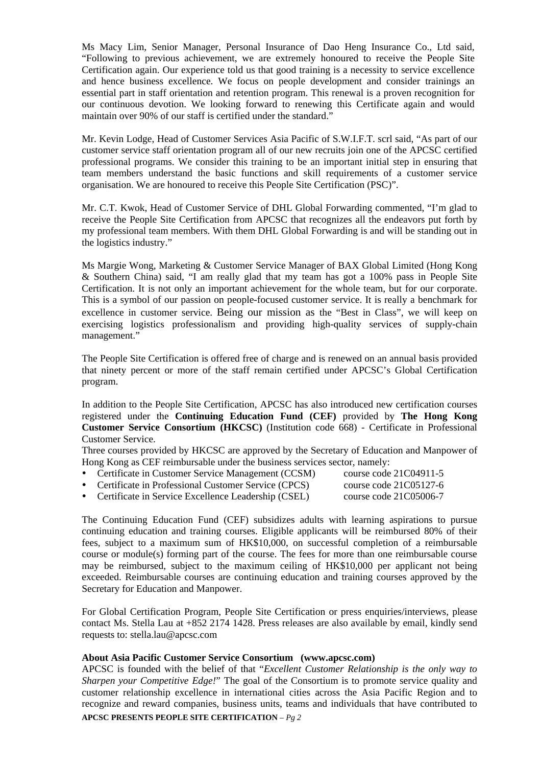Ms Macy Lim, Senior Manager, Personal Insurance of Dao Heng Insurance Co., Ltd said, "Following to previous achievement, we are extremely honoured to receive the People Site Certification again. Our experience told us that good training is a necessity to service excellence and hence business excellence. We focus on people development and consider trainings an essential part in staff orientation and retention program. This renewal is a proven recognition for our continuous devotion. We looking forward to renewing this Certificate again and would maintain over 90% of our staff is certified under the standard."

Mr. Kevin Lodge, Head of Customer Services Asia Pacific of S.W.I.F.T. scrl said, "As part of our customer service staff orientation program all of our new recruits join one of the APCSC certified professional programs. We consider this training to be an important initial step in ensuring that team members understand the basic functions and skill requirements of a customer service organisation. We are honoured to receive this People Site Certification (PSC)".

Mr. C.T. Kwok, Head of Customer Service of DHL Global Forwarding commented, "I'm glad to receive the People Site Certification from APCSC that recognizes all the endeavors put forth by my professional team members. With them DHL Global Forwarding is and will be standing out in the logistics industry."

Ms Margie Wong, Marketing & Customer Service Manager of BAX Global Limited (Hong Kong & Southern China) said, "I am really glad that my team has got a 100% pass in People Site Certification. It is not only an important achievement for the whole team, but for our corporate. This is a symbol of our passion on people-focused customer service. It is really a benchmark for excellence in customer service. Being our mission as the "Best in Class", we will keep on exercising logistics professionalism and providing high-quality services of supply-chain management."

The People Site Certification is offered free of charge and is renewed on an annual basis provided that ninety percent or more of the staff remain certified under APCSC's Global Certification program.

In addition to the People Site Certification, APCSC has also introduced new certification courses registered under the **Continuing Education Fund (CEF)** provided by **The Hong Kong Customer Service Consortium (HKCSC)** (Institution code 668) - Certificate in Professional Customer Service.

Three courses provided by HKCSC are approved by the Secretary of Education and Manpower of Hong Kong as CEF reimbursable under the business services sector, namely:

- Certificate in Customer Service Management (CCSM) course code 21C04911-5
- Certificate in Professional Customer Service (CPCS) course code 21C05127-6
- Certificate in Service Excellence Leadership (CSEL) course code 21C05006-7

The Continuing Education Fund (CEF) subsidizes adults with learning aspirations to pursue continuing education and training courses. Eligible applicants will be reimbursed 80% of their fees, subject to a maximum sum of HK$10,000, on successful completion of a reimbursable course or module(s) forming part of the course. The fees for more than one reimbursable course may be reimbursed, subject to the maximum ceiling of HK$10,000 per applicant not being exceeded. Reimbursable courses are continuing education and training courses approved by the Secretary for Education and Manpower.

For Global Certification Program, People Site Certification or press enquiries/interviews, please contact Ms. Stella Lau at +852 2174 1428. Press releases are also available by email, kindly send requests to: stella.lau@apcsc.com

**About Asia Pacific Customer Service Consortium (www.apcsc.com)**

APCSC is founded with the belief of that "*Excellent Customer Relationship is the only way to Sharpen your Competitive Edge!*" The goal of the Consortium is to promote service quality and customer relationship excellence in international cities across the Asia Pacific Region and to recognize and reward companies, business units, teams and individuals that have contributed to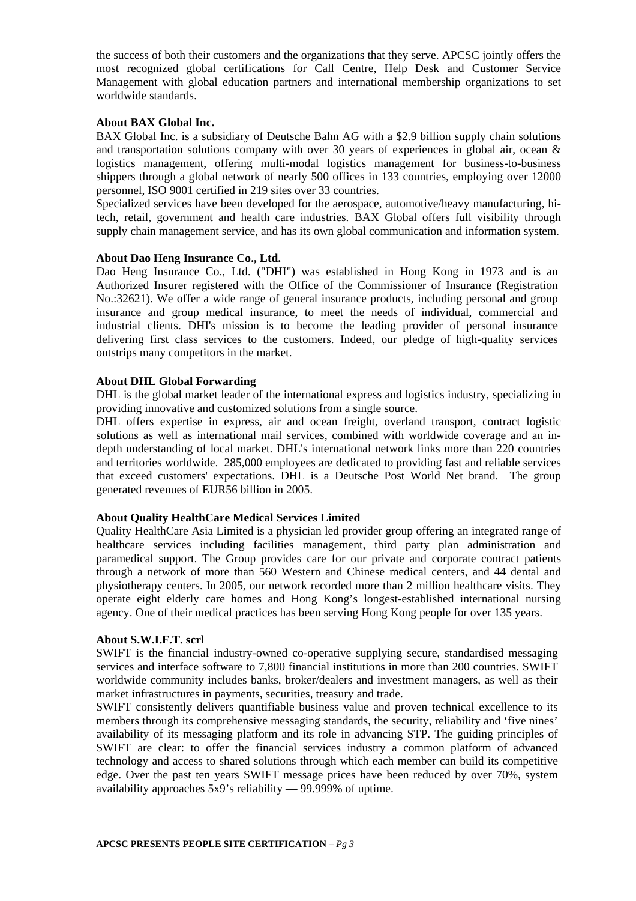the success of both their customers and the organizations that they serve. APCSC jointly offers the most recognized global certifications for Call Centre, Help Desk and Customer Service Management with global education partners and international membership organizations to set worldwide standards.

**About BAX Global Inc.**

BAX Global Inc. is a subsidiary of Deutsche Bahn AG with a $2.9 billion supply chain solutions and transportation solutions company with over 30 years of experiences in global air, ocean & logistics management, offering multi-modal logistics management for business-to-business shippers through a global network of nearly 500 offices in 133 countries, employing over 12000 personnel, ISO 9001 certified in 219 sites over 33 countries.

Specialized services have been developed for the aerospace, automotive/heavy manufacturing, hi-tech, retail, government and health care industries. BAX Global offers full visibility through supply chain management service, and has its own global communication and information system.

**About Dao Heng Insurance Co., Ltd.**

Dao Heng Insurance Co., Ltd. ("DHI") was established in Hong Kong in 1973 and is an Authorized Insurer registered with the Office of the Commissioner of Insurance (Registration No.:32621). We offer a wide range of general insurance products, including personal and group insurance and group medical insurance, to meet the needs of individual, commercial and industrial clients. DHI's mission is to become the leading provider of personal insurance delivering first class services to the customers. Indeed, our pledge of high-quality services outstrips many competitors in the market.

**About DHL Global Forwarding**

DHL is the global market leader of the international express and logistics industry, specializing in providing innovative and customized solutions from a single source.

DHL offers expertise in express, air and ocean freight, overland transport, contract logistic solutions as well as international mail services, combined with worldwide coverage and an in-depth understanding of local market. DHL's international network links more than 220 countries and territories worldwide. 285,000 employees are dedicated to providing fast and reliable services that exceed customers' expectations. DHL is a Deutsche Post World Net brand. The group generated revenues of EUR56 billion in 2005.

**About Quality HealthCare Medical Services Limited**

Quality HealthCare Asia Limited is a physician led provider group offering an integrated range of healthcare services including facilities management, third party plan administration and paramedical support. The Group provides care for our private and corporate contract patients through a network of more than 560 Western and Chinese medical centers, and 44 dental and physiotherapy centers. In 2005, our network recorded more than 2 million healthcare visits. They operate eight elderly care homes and Hong Kong's longest-established international nursing agency. One of their medical practices has been serving Hong Kong people for over 135 years.

**About S.W.I.F.T. scrl**

SWIFT is the financial industry-owned co-operative supplying secure, standardised messaging services and interface software to 7,800 financial institutions in more than 200 countries. SWIFT worldwide community includes banks, broker/dealers and investment managers, as well as their market infrastructures in payments, securities, treasury and trade.

SWIFT consistently delivers quantifiable business value and proven technical excellence to its members through its comprehensive messaging standards, the security, reliability and 'five nines' availability of its messaging platform and its role in advancing STP. The guiding principles of SWIFT are clear: to offer the financial services industry a common platform of advanced technology and access to shared solutions through which each member can build its competitive edge. Over the past ten years SWIFT message prices have been reduced by over 70%, system availability approaches 5x9's reliability — 99.999% of uptime.